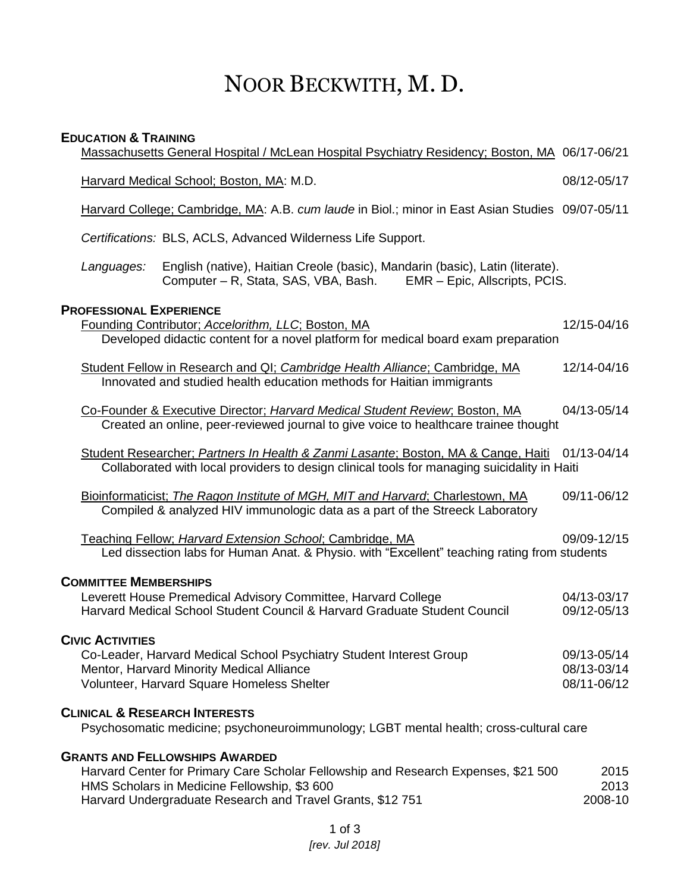# NOOR BECKWITH, M. D.

## EDUCATION & TRAINING

Massachusetts General Hospital / McLean Hospital Psychiatry Residency; Boston, MA 06/17-06/21

Harvard Medical School; Boston, MA: M.D. 08/12-05/17

Harvard College; Cambridge, MA: A.B. *cum laude* in Biol.; minor in East Asian Studies 09/07-05/11

*Certifications:* BLS, ACLS, Advanced Wilderness Life Support.

*Languages:* English (native), Haitian Creole (basic), Mandarin (basic), Latin (literate).
Computer – R, Stata, SAS, VBA, Bash. EMR – Epic, Allscripts, PCIS.

## PROFESSIONAL EXPERIENCE

Founding Contributor; *Accelorithm, LLC*; Boston, MA 12/15-04/16
Developed didactic content for a novel platform for medical board exam preparation

Student Fellow in Research and QI; *Cambridge Health Alliance*; Cambridge, MA 12/14-04/16
Innovated and studied health education methods for Haitian immigrants

Co-Founder & Executive Director; *Harvard Medical Student Review*; Boston, MA 04/13-05/14
Created an online, peer-reviewed journal to give voice to healthcare trainee thought

Student Researcher; *Partners In Health & Zanmi Lasante*; Boston, MA & Cange, Haiti 01/13-04/14
Collaborated with local providers to design clinical tools for managing suicidality in Haiti

Bioinformaticist; *The Ragon Institute of MGH, MIT and Harvard*; Charlestown, MA 09/11-06/12
Compiled & analyzed HIV immunologic data as a part of the Streeck Laboratory

Teaching Fellow; *Harvard Extension School*; Cambridge, MA 09/09-12/15
Led dissection labs for Human Anat. & Physio. with "Excellent" teaching rating from students

## COMMITTEE MEMBERSHIPS

Leverett House Premedical Advisory Committee, Harvard College 04/13-03/17
Harvard Medical School Student Council & Harvard Graduate Student Council 09/12-05/13

## CIVIC ACTIVITIES

Co-Leader, Harvard Medical School Psychiatry Student Interest Group 09/13-05/14
Mentor, Harvard Minority Medical Alliance 08/13-03/14
Volunteer, Harvard Square Homeless Shelter 08/11-06/12

## CLINICAL & RESEARCH INTERESTS

Psychosomatic medicine; psychoneuroimmunology; LGBT mental health; cross-cultural care

## GRANTS AND FELLOWSHIPS AWARDED

Harvard Center for Primary Care Scholar Fellowship and Research Expenses, $21 500 2015
HMS Scholars in Medicine Fellowship, $3 600 2013
Harvard Undergraduate Research and Travel Grants, $12 751 2008-10

*[rev. Jul 2018]*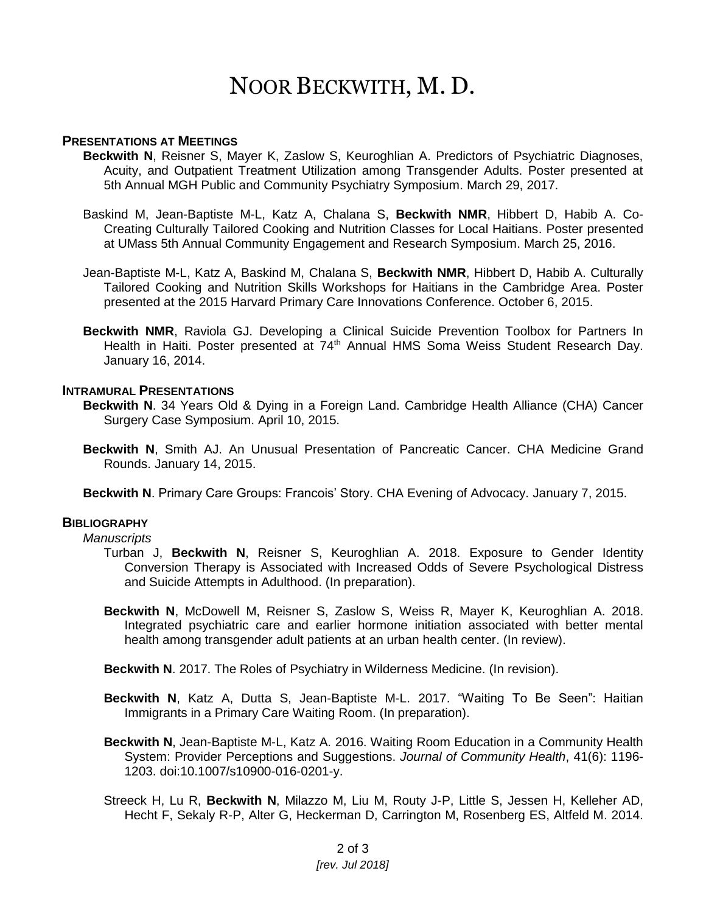# NOOR BECKWITH, M. D.

## PRESENTATIONS AT MEETINGS

**Beckwith N**, Reisner S, Mayer K, Zaslow S, Keuroghlian A. Predictors of Psychiatric Diagnoses, Acuity, and Outpatient Treatment Utilization among Transgender Adults. Poster presented at 5th Annual MGH Public and Community Psychiatry Symposium. March 29, 2017.

Baskind M, Jean-Baptiste M-L, Katz A, Chalana S, **Beckwith NMR**, Hibbert D, Habib A. Co-Creating Culturally Tailored Cooking and Nutrition Classes for Local Haitians. Poster presented at UMass 5th Annual Community Engagement and Research Symposium. March 25, 2016.

Jean-Baptiste M-L, Katz A, Baskind M, Chalana S, **Beckwith NMR**, Hibbert D, Habib A. Culturally Tailored Cooking and Nutrition Skills Workshops for Haitians in the Cambridge Area. Poster presented at the 2015 Harvard Primary Care Innovations Conference. October 6, 2015.

**Beckwith NMR**, Raviola GJ. Developing a Clinical Suicide Prevention Toolbox for Partners In Health in Haiti. Poster presented at 74th Annual HMS Soma Weiss Student Research Day. January 16, 2014.

## INTRAMURAL PRESENTATIONS

**Beckwith N**. 34 Years Old & Dying in a Foreign Land. Cambridge Health Alliance (CHA) Cancer Surgery Case Symposium. April 10, 2015.

**Beckwith N**, Smith AJ. An Unusual Presentation of Pancreatic Cancer. CHA Medicine Grand Rounds. January 14, 2015.

**Beckwith N**. Primary Care Groups: Francois' Story. CHA Evening of Advocacy. January 7, 2015.

## BIBLIOGRAPHY

*Manuscripts*

Turban J, **Beckwith N**, Reisner S, Keuroghlian A. 2018. Exposure to Gender Identity Conversion Therapy is Associated with Increased Odds of Severe Psychological Distress and Suicide Attempts in Adulthood. (In preparation).

**Beckwith N**, McDowell M, Reisner S, Zaslow S, Weiss R, Mayer K, Keuroghlian A. 2018. Integrated psychiatric care and earlier hormone initiation associated with better mental health among transgender adult patients at an urban health center. (In review).

**Beckwith N**. 2017. The Roles of Psychiatry in Wilderness Medicine. (In revision).

**Beckwith N**, Katz A, Dutta S, Jean-Baptiste M-L. 2017. "Waiting To Be Seen": Haitian Immigrants in a Primary Care Waiting Room. (In preparation).

**Beckwith N**, Jean-Baptiste M-L, Katz A. 2016. Waiting Room Education in a Community Health System: Provider Perceptions and Suggestions. *Journal of Community Health*, 41(6): 1196-1203. doi:10.1007/s10900-016-0201-y.

Streeck H, Lu R, **Beckwith N**, Milazzo M, Liu M, Routy J-P, Little S, Jessen H, Kelleher AD, Hecht F, Sekaly R-P, Alter G, Heckerman D, Carrington M, Rosenberg ES, Altfeld M. 2014.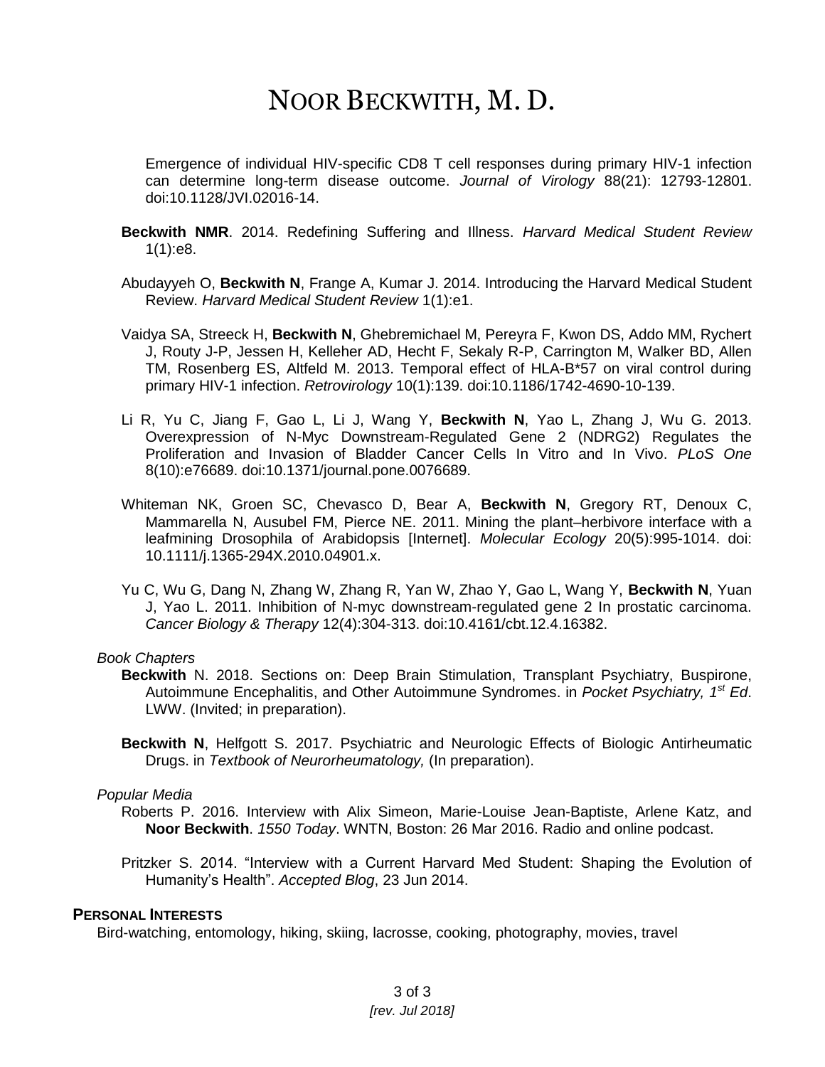Emergence of individual HIV-specific CD8 T cell responses during primary HIV-1 infection can determine long-term disease outcome. *Journal of Virology* 88(21): 12793-12801. doi:10.1128/JVI.02016-14.

**Beckwith NMR**. 2014. Redefining Suffering and Illness. *Harvard Medical Student Review* 1(1):e8.

Abudayyeh O, **Beckwith N**, Frange A, Kumar J. 2014. Introducing the Harvard Medical Student Review. *Harvard Medical Student Review* 1(1):e1.

Vaidya SA, Streeck H, **Beckwith N**, Ghebremichael M, Pereyra F, Kwon DS, Addo MM, Rychert J, Routy J-P, Jessen H, Kelleher AD, Hecht F, Sekaly R-P, Carrington M, Walker BD, Allen TM, Rosenberg ES, Altfeld M. 2013. Temporal effect of HLA-B*57 on viral control during primary HIV-1 infection. *Retrovirology* 10(1):139. doi:10.1186/1742-4690-10-139.

Li R, Yu C, Jiang F, Gao L, Li J, Wang Y, **Beckwith N**, Yao L, Zhang J, Wu G. 2013. Overexpression of N-Myc Downstream-Regulated Gene 2 (NDRG2) Regulates the Proliferation and Invasion of Bladder Cancer Cells In Vitro and In Vivo. *PLoS One* 8(10):e76689. doi:10.1371/journal.pone.0076689.

Whiteman NK, Groen SC, Chevasco D, Bear A, **Beckwith N**, Gregory RT, Denoux C, Mammarella N, Ausubel FM, Pierce NE. 2011. Mining the plant–herbivore interface with a leafmining Drosophila of Arabidopsis [Internet]. *Molecular Ecology* 20(5):995-1014. doi: 10.1111/j.1365-294X.2010.04901.x.

Yu C, Wu G, Dang N, Zhang W, Zhang R, Yan W, Zhao Y, Gao L, Wang Y, **Beckwith N**, Yuan J, Yao L. 2011. Inhibition of N-myc downstream-regulated gene 2 In prostatic carcinoma. *Cancer Biology & Therapy* 12(4):304-313. doi:10.4161/cbt.12.4.16382.

*Book Chapters*

**Beckwith** N. 2018. Sections on: Deep Brain Stimulation, Transplant Psychiatry, Buspirone, Autoimmune Encephalitis, and Other Autoimmune Syndromes. in *Pocket Psychiatry, 1st Ed*. LWW. (Invited; in preparation).

**Beckwith N**, Helfgott S. 2017. Psychiatric and Neurologic Effects of Biologic Antirheumatic Drugs. in *Textbook of Neurorheumatology,* (In preparation).

*Popular Media*

Roberts P. 2016. Interview with Alix Simeon, Marie-Louise Jean-Baptiste, Arlene Katz, and **Noor Beckwith**. *1550 Today*. WNTN, Boston: 26 Mar 2016. Radio and online podcast.

Pritzker S. 2014. "Interview with a Current Harvard Med Student: Shaping the Evolution of Humanity's Health". *Accepted Blog*, 23 Jun 2014.

## Personal Interests

Bird-watching, entomology, hiking, skiing, lacrosse, cooking, photography, movies, travel